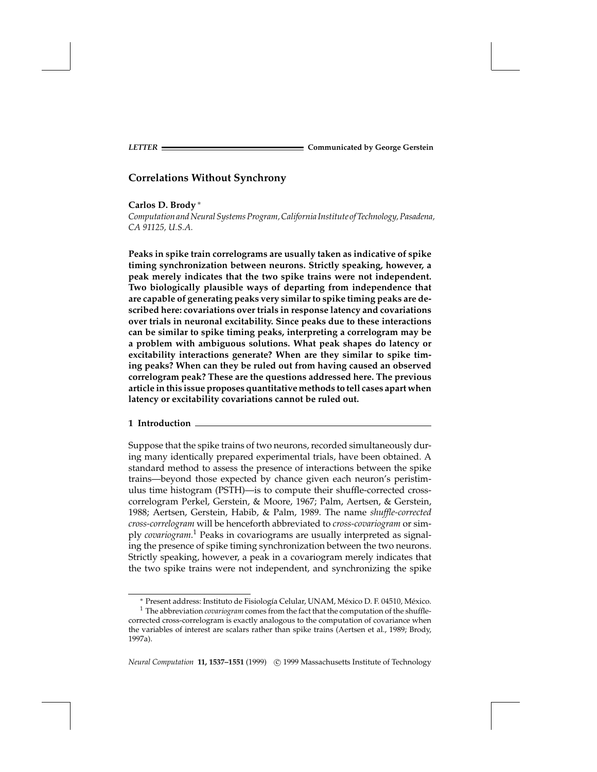LETTER — Communicated by George Gerstein

# Correlations Without Synchrony

**Carlos D. Brody** *

*Computation and Neural Systems Program, California Institute of Technology, Pasadena, CA 91125, U.S.A.*

**Peaks in spike train correlograms are usually taken as indicative of spike timing synchronization between neurons. Strictly speaking, however, a peak merely indicates that the two spike trains were not independent. Two biologically plausible ways of departing from independence that are capable of generating peaks very similar to spike timing peaks are described here: covariations over trials in response latency and covariations over trials in neuronal excitability. Since peaks due to these interactions can be similar to spike timing peaks, interpreting a correlogram may be a problem with ambiguous solutions. What peak shapes do latency or excitability interactions generate? When are they similar to spike timing peaks? When can they be ruled out from having caused an observed correlogram peak? These are the questions addressed here. The previous article in this issue proposes quantitative methods to tell cases apart when latency or excitability covariations cannot be ruled out.**

## 1 Introduction

Suppose that the spike trains of two neurons, recorded simultaneously during many identically prepared experimental trials, have been obtained. A standard method to assess the presence of interactions between the spike trains—beyond those expected by chance given each neuron's peristimulus time histogram (PSTH)—is to compute their shuffle-corrected cross-correlogram Perkel, Gerstein, & Moore, 1967; Palm, Aertsen, & Gerstein, 1988; Aertsen, Gerstein, Habib, & Palm, 1989. The name *shuffle-corrected cross-correlogram* will be henceforth abbreviated to *cross-covariogram* or simply *covariogram*.[1] Peaks in covariograms are usually interpreted as signaling the presence of spike timing synchronization between the two neurons. Strictly speaking, however, a peak in a covariogram merely indicates that the two spike trains were not independent, and synchronizing the spike

---

* Present address: Instituto de Fisiología Celular, UNAM, México D. F. 04510, México.

[1] The abbreviation *covariogram* comes from the fact that the computation of the shuffle-corrected cross-correlogram is exactly analogous to the computation of covariance when the variables of interest are scalars rather than spike trains (Aertsen et al., 1989; Brody, 1997a).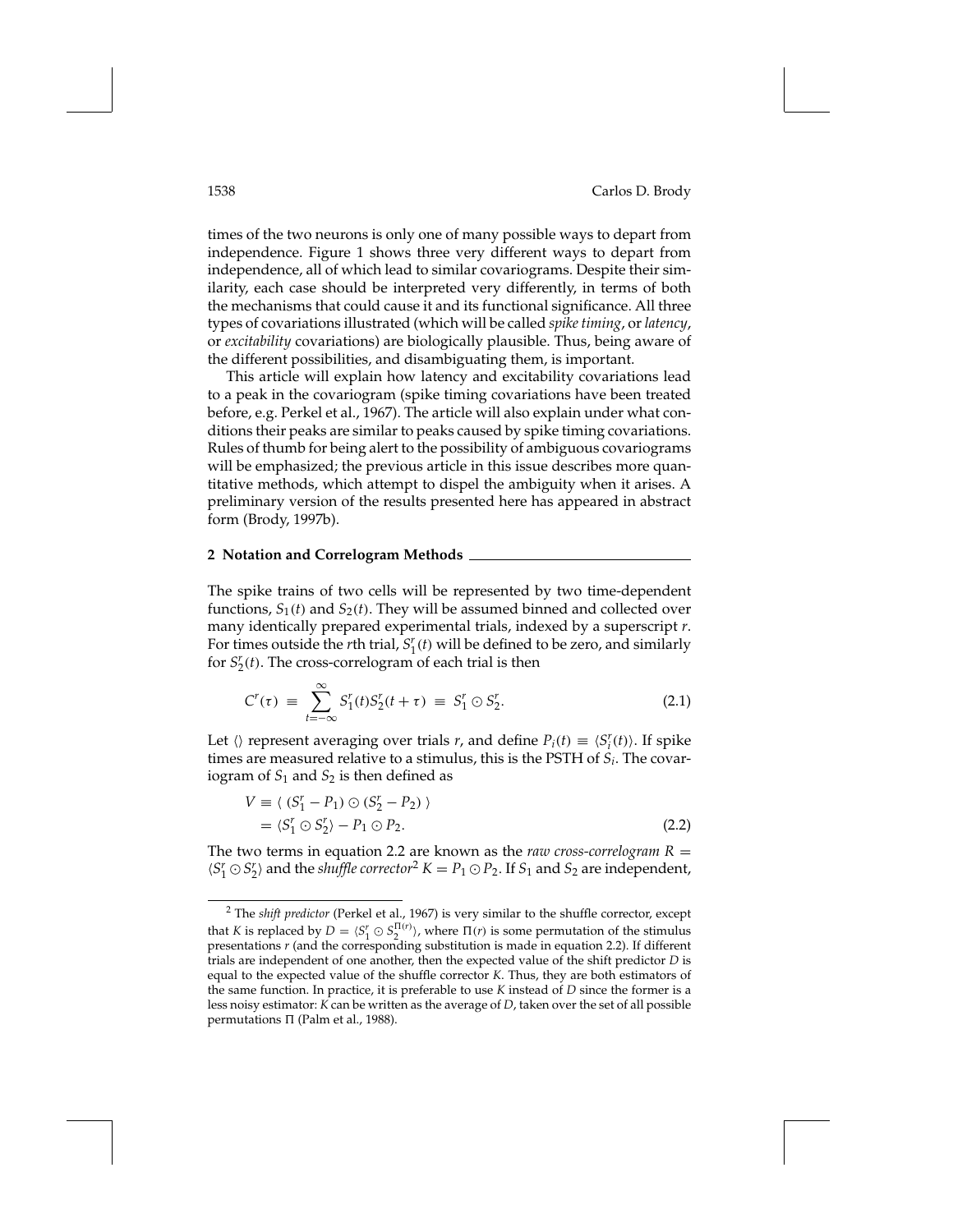times of the two neurons is only one of many possible ways to depart from independence. Figure 1 shows three very different ways to depart from independence, all of which lead to similar covariograms. Despite their similarity, each case should be interpreted very differently, in terms of both the mechanisms that could cause it and its functional significance. All three types of covariations illustrated (which will be called *spike timing*, or *latency*, or *excitability* covariations) are biologically plausible. Thus, being aware of the different possibilities, and disambiguating them, is important.

This article will explain how latency and excitability covariations lead to a peak in the covariogram (spike timing covariations have been treated before, e.g. Perkel et al., 1967). The article will also explain under what conditions their peaks are similar to peaks caused by spike timing covariations. Rules of thumb for being alert to the possibility of ambiguous covariograms will be emphasized; the previous article in this issue describes more quantitative methods, which attempt to dispel the ambiguity when it arises. A preliminary version of the results presented here has appeared in abstract form (Brody, 1997b).

## 2 Notation and Correlogram Methods

The spike trains of two cells will be represented by two time-dependent functions, $S_1(t)$ and $S_2(t)$. They will be assumed binned and collected over many identically prepared experimental trials, indexed by a superscript $r$. For times outside the $r$th trial, $S_1^r(t)$ will be defined to be zero, and similarly for $S_2^r(t)$. The cross-correlogram of each trial is then

$$C^r(\tau) \equiv \sum_{t=-\infty}^{\infty} S_1^r(t) S_2^r(t+\tau) \equiv S_1^r \odot S_2^r. \tag{2.1}$$

Let $\langle\rangle$ represent averaging over trials $r$, and define $P_i(t) \equiv \langle S_i^r(t) \rangle$. If spike times are measured relative to a stimulus, this is the PSTH of $S_i$. The covariogram of $S_1$ and $S_2$ is then defined as

$$\begin{aligned} V &\equiv \langle\, (S_1^r - P_1) \odot (S_2^r - P_2)\, \rangle \\ &= \langle S_1^r \odot S_2^r \rangle - P_1 \odot P_2. \end{aligned} \tag{2.2}$$

The two terms in equation 2.2 are known as the *raw cross-correlogram* $R = \langle S_1^r \odot S_2^r \rangle$ and the *shuffle corrector*[2] $K = P_1 \odot P_2$. If $S_1$ and $S_2$ are independent,

[2] The *shift predictor* (Perkel et al., 1967) is very similar to the shuffle corrector, except that $K$ is replaced by $D = \langle S_1^r \odot S_2^{\Pi(r)} \rangle$, where $\Pi(r)$ is some permutation of the stimulus presentations $r$ (and the corresponding substitution is made in equation 2.2). If different trials are independent of one another, then the expected value of the shift predictor $D$ is equal to the expected value of the shuffle corrector $K$. Thus, they are both estimators of the same function. In practice, it is preferable to use $K$ instead of $D$ since the former is a less noisy estimator: $K$ can be written as the average of $D$, taken over the set of all possible permutations $\Pi$ (Palm et al., 1988).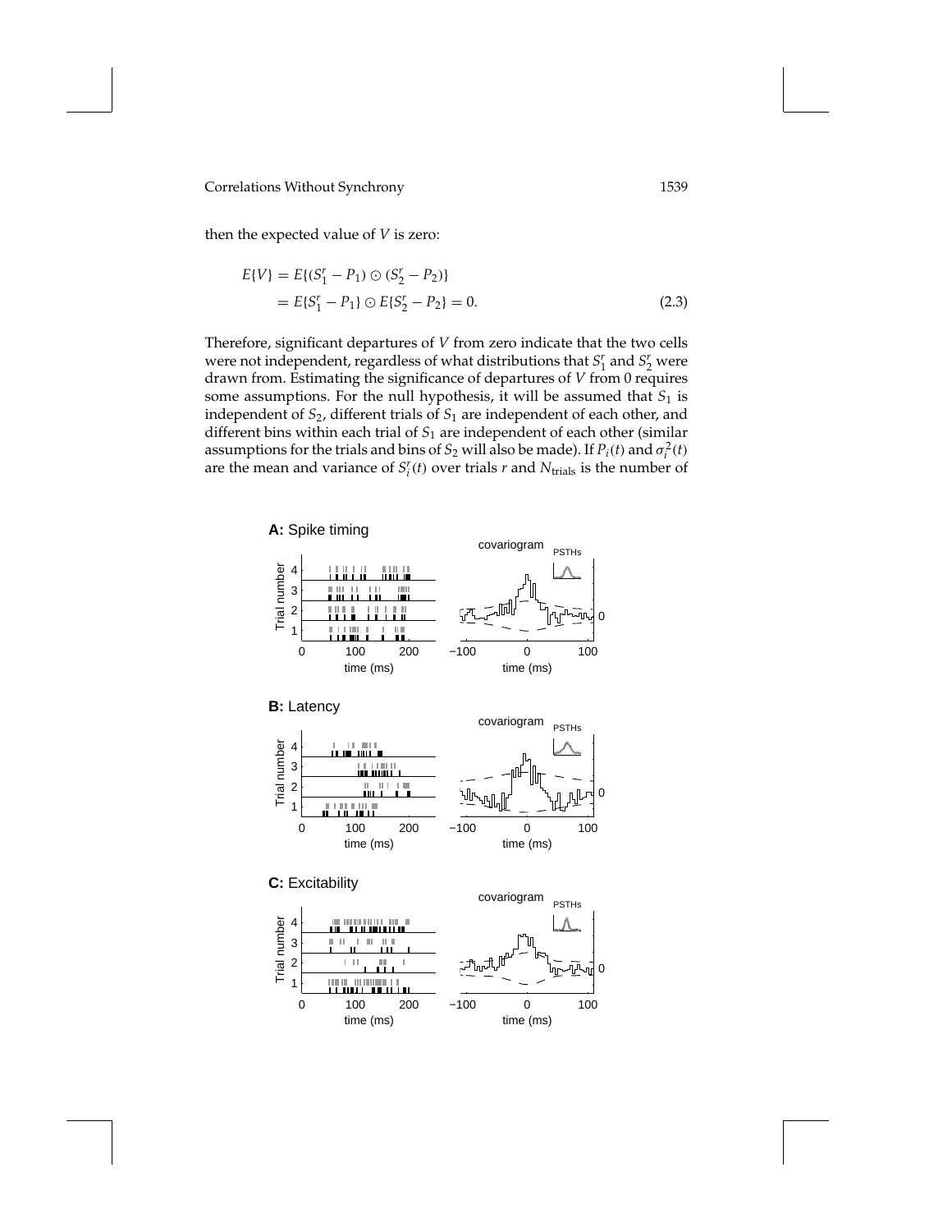then the expected value of $V$ is zero:

$$
\begin{aligned}
E\{V\} &= E\{(S_1^r - P_1) \odot (S_2^r - P_2)\} \\
&= E\{S_1^r - P_1\} \odot E\{S_2^r - P_2\} = 0.
\end{aligned}
\tag{2.3}
$$

Therefore, significant departures of $V$ from zero indicate that the two cells were not independent, regardless of what distributions that $S_1^r$ and $S_2^r$ were drawn from. Estimating the significance of departures of $V$ from 0 requires some assumptions. For the null hypothesis, it will be assumed that $S_1$ is independent of $S_2$, different trials of $S_1$ are independent of each other, and different bins within each trial of $S_1$ are independent of each other (similar assumptions for the trials and bins of $S_2$ will also be made). If $P_i(t)$ and $\sigma_i^2(t)$ are the mean and variance of $S_i^r(t)$ over trials $r$ and $N_{\text{trials}}$ is the number of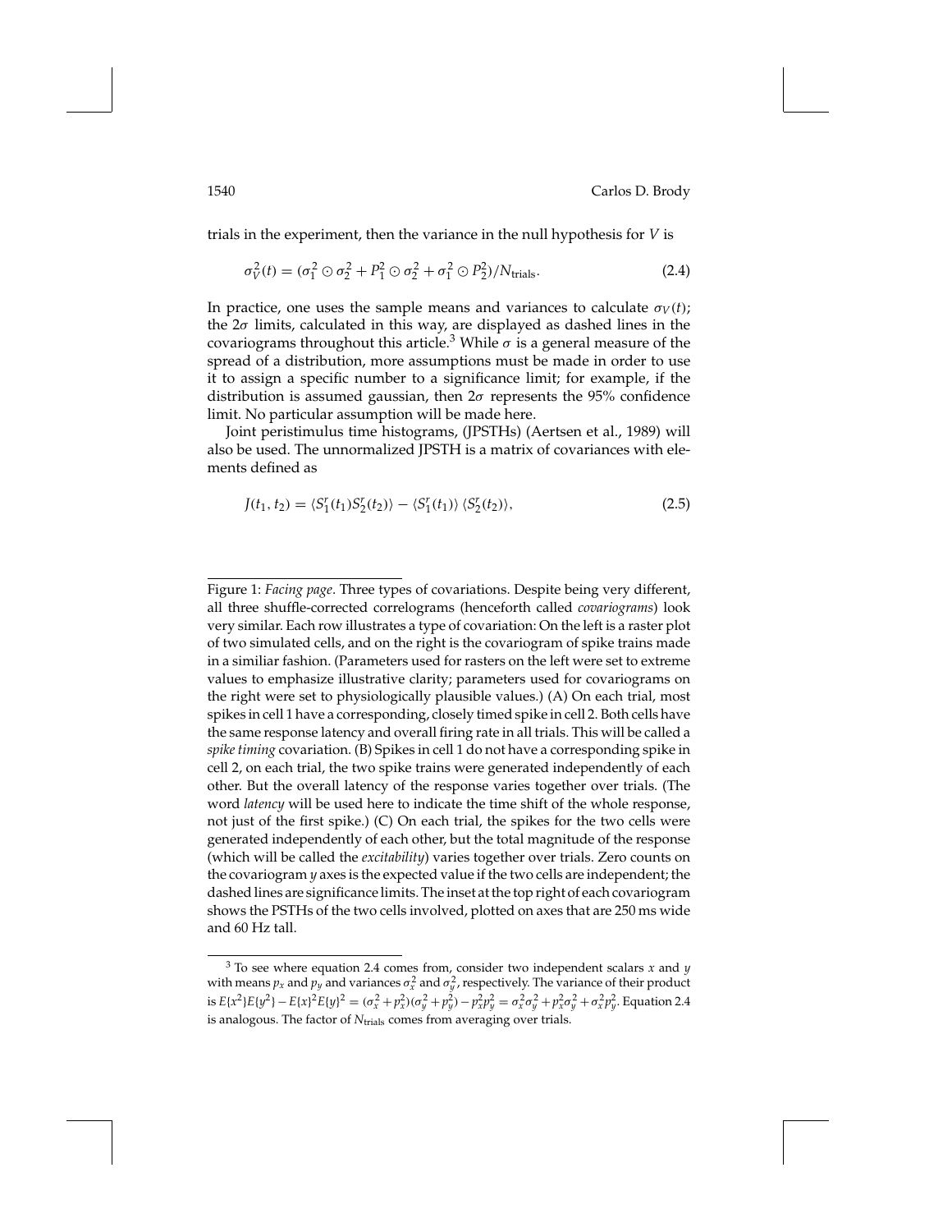trials in the experiment, then the variance in the null hypothesis for $V$ is

$$\sigma_V^2(t) = (\sigma_1^2 \odot \sigma_2^2 + P_1^2 \odot \sigma_2^2 + \sigma_1^2 \odot P_2^2)/N_{\text{trials}}. \tag{2.4}$$

In practice, one uses the sample means and variances to calculate $\sigma_V(t)$; the $2\sigma$ limits, calculated in this way, are displayed as dashed lines in the covariograms throughout this article.[3] While $\sigma$ is a general measure of the spread of a distribution, more assumptions must be made in order to use it to assign a specific number to a significance limit; for example, if the distribution is assumed gaussian, then $2\sigma$ represents the 95% confidence limit. No particular assumption will be made here.

Joint peristimulus time histograms, (JPSTHs) (Aertsen et al., 1989) will also be used. The unnormalized JPSTH is a matrix of covariances with elements defined as

$$J(t_1, t_2) = \langle S_1^r(t_1) S_2^r(t_2)\rangle - \langle S_1^r(t_1)\rangle \, \langle S_2^r(t_2)\rangle, \tag{2.5}$$

Figure 1: *Facing page*. Three types of covariations. Despite being very different, all three shuffle-corrected correlograms (henceforth called *covariograms*) look very similar. Each row illustrates a type of covariation: On the left is a raster plot of two simulated cells, and on the right is the covariogram of spike trains made in a similiar fashion. (Parameters used for rasters on the left were set to extreme values to emphasize illustrative clarity; parameters used for covariograms on the right were set to physiologically plausible values.) (A) On each trial, most spikes in cell 1 have a corresponding, closely timed spike in cell 2. Both cells have the same response latency and overall firing rate in all trials. This will be called a *spike timing* covariation. (B) Spikes in cell 1 do not have a corresponding spike in cell 2, on each trial, the two spike trains were generated independently of each other. But the overall latency of the response varies together over trials. (The word *latency* will be used here to indicate the time shift of the whole response, not just of the first spike.) (C) On each trial, the spikes for the two cells were generated independently of each other, but the total magnitude of the response (which will be called the *excitability*) varies together over trials. Zero counts on the covariogram $y$ axes is the expected value if the two cells are independent; the dashed lines are significance limits. The inset at the top right of each covariogram shows the PSTHs of the two cells involved, plotted on axes that are 250 ms wide and 60 Hz tall.

[3] To see where equation 2.4 comes from, consider two independent scalars $x$ and $y$ with means $p_x$ and $p_y$ and variances $\sigma_x^2$ and $\sigma_y^2$, respectively. The variance of their product is $E\{x^2\}E\{y^2\} - E\{x\}^2E\{y\}^2 = (\sigma_x^2 + p_x^2)(\sigma_y^2 + p_y^2) - p_x^2 p_y^2 = \sigma_x^2\sigma_y^2 + p_x^2\sigma_y^2 + \sigma_x^2 p_y^2$. Equation 2.4 is analogous. The factor of $N_{\text{trials}}$ comes from averaging over trials.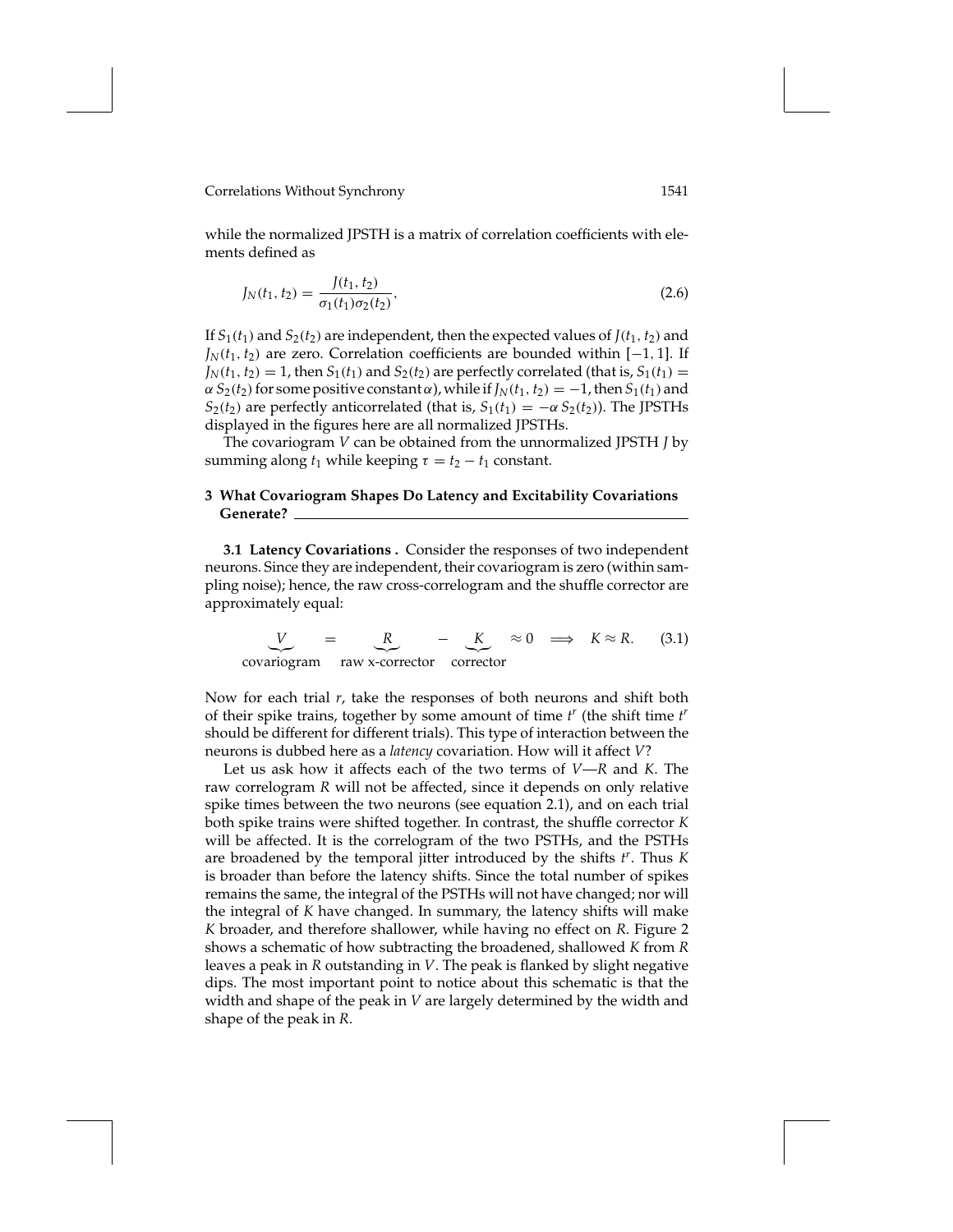while the normalized JPSTH is a matrix of correlation coefficients with elements defined as

$$J_N(t_1, t_2) = \frac{J(t_1, t_2)}{\sigma_1(t_1)\sigma_2(t_2)}, \tag{2.6}$$

If $S_1(t_1)$ and $S_2(t_2)$ are independent, then the expected values of $J(t_1, t_2)$ and $J_N(t_1, t_2)$ are zero. Correlation coefficients are bounded within $[-1, 1]$. If $J_N(t_1, t_2) = 1$, then $S_1(t_1)$ and $S_2(t_2)$ are perfectly correlated (that is, $S_1(t_1) = \alpha\, S_2(t_2)$ for some positive constant $\alpha$), while if $J_N(t_1, t_2) = -1$, then $S_1(t_1)$ and $S_2(t_2)$ are perfectly anticorrelated (that is, $S_1(t_1) = -\alpha\, S_2(t_2)$). The JPSTHs displayed in the figures here are all normalized JPSTHs.

The covariogram $V$ can be obtained from the unnormalized JPSTH $J$ by summing along $t_1$ while keeping $\tau = t_2 - t_1$ constant.

## 3 What Covariogram Shapes Do Latency and Excitability Covariations Generate?

**3.1 Latency Covariations .** Consider the responses of two independent neurons. Since they are independent, their covariogram is zero (within sampling noise); hence, the raw cross-correlogram and the shuffle corrector are approximately equal:

$$\underbrace{V}_{\text{covariogram}} = \underbrace{R}_{\text{raw x-corrector}} - \underbrace{K}_{\text{corrector}} \approx 0 \implies K \approx R. \tag{3.1}$$

Now for each trial $r$, take the responses of both neurons and shift both of their spike trains, together by some amount of time $t^r$ (the shift time $t^r$ should be different for different trials). This type of interaction between the neurons is dubbed here as a *latency* covariation. How will it affect $V$?

Let us ask how it affects each of the two terms of $V$—$R$ and $K$. The raw correlogram $R$ will not be affected, since it depends on only relative spike times between the two neurons (see equation 2.1), and on each trial both spike trains were shifted together. In contrast, the shuffle corrector $K$ will be affected. It is the correlogram of the two PSTHs, and the PSTHs are broadened by the temporal jitter introduced by the shifts $t^r$. Thus $K$ is broader than before the latency shifts. Since the total number of spikes remains the same, the integral of the PSTHs will not have changed; nor will the integral of $K$ have changed. In summary, the latency shifts will make $K$ broader, and therefore shallower, while having no effect on $R$. Figure 2 shows a schematic of how subtracting the broadened, shallowed $K$ from $R$ leaves a peak in $R$ outstanding in $V$. The peak is flanked by slight negative dips. The most important point to notice about this schematic is that the width and shape of the peak in $V$ are largely determined by the width and shape of the peak in $R$.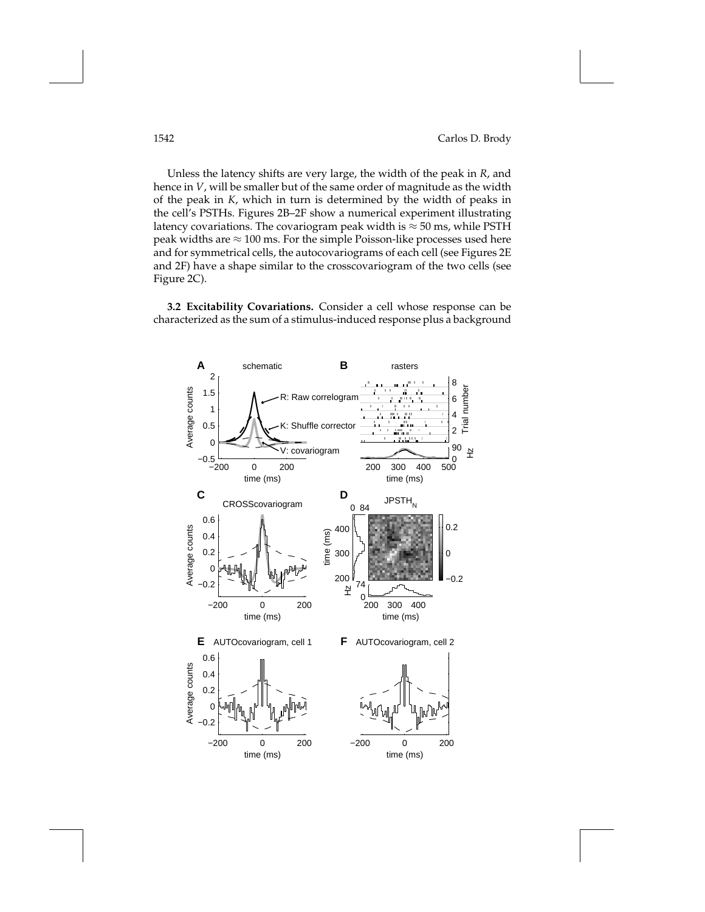Unless the latency shifts are very large, the width of the peak in $R$, and hence in $V$, will be smaller but of the same order of magnitude as the width of the peak in $K$, which in turn is determined by the width of peaks in the cell's PSTHs. Figures 2B–2F show a numerical experiment illustrating latency covariations. The covariogram peak width is $\approx 50$ ms, while PSTH peak widths are $\approx 100$ ms. For the simple Poisson-like processes used here and for symmetrical cells, the autocovariograms of each cell (see Figures 2E and 2F) have a shape similar to the crosscovariogram of the two cells (see Figure 2C).

**3.2 Excitability Covariations.** Consider a cell whose response can be characterized as the sum of a stimulus-induced response plus a background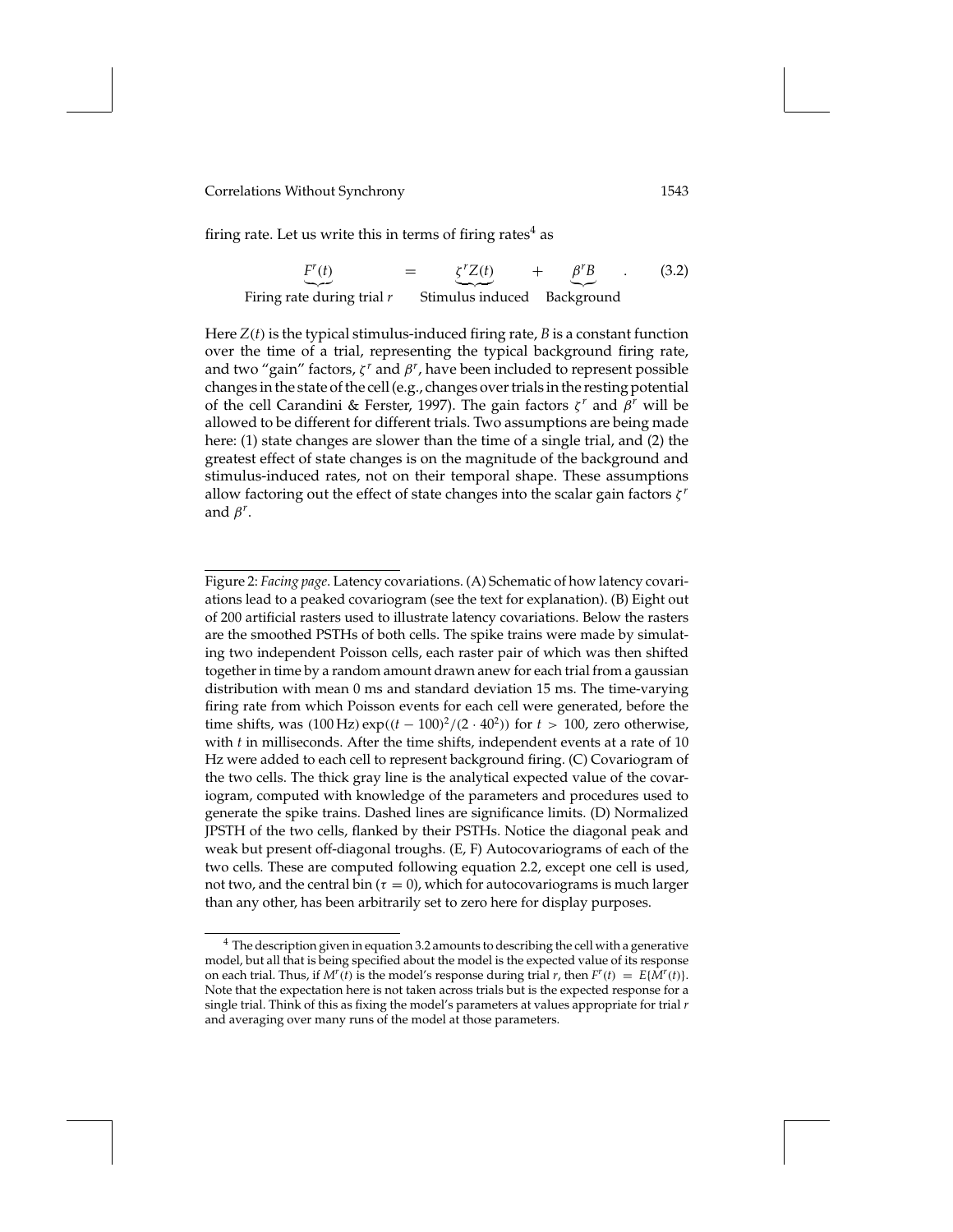firing rate. Let us write this in terms of firing rates[4] as

$$\underbrace{F^r(t)}_{\text{Firing rate during trial } r} = \underbrace{\zeta^r Z(t)}_{\text{Stimulus induced}} + \underbrace{\beta^r B}_{\text{Background}} . \tag{3.2}$$

Here $Z(t)$ is the typical stimulus-induced firing rate, $B$ is a constant function over the time of a trial, representing the typical background firing rate, and two "gain" factors, $\zeta^r$ and $\beta^r$, have been included to represent possible changes in the state of the cell (e.g., changes over trials in the resting potential of the cell Carandini & Ferster, 1997). The gain factors $\zeta^r$ and $\beta^r$ will be allowed to be different for different trials. Two assumptions are being made here: (1) state changes are slower than the time of a single trial, and (2) the greatest effect of state changes is on the magnitude of the background and stimulus-induced rates, not on their temporal shape. These assumptions allow factoring out the effect of state changes into the scalar gain factors $\zeta^r$ and $\beta^r$.

---

Figure 2: *Facing page.* Latency covariations. (A) Schematic of how latency covariations lead to a peaked covariogram (see the text for explanation). (B) Eight out of 200 artificial rasters used to illustrate latency covariations. Below the rasters are the smoothed PSTHs of both cells. The spike trains were made by simulating two independent Poisson cells, each raster pair of which was then shifted together in time by a random amount drawn anew for each trial from a gaussian distribution with mean 0 ms and standard deviation 15 ms. The time-varying firing rate from which Poisson events for each cell were generated, before the time shifts, was $(100\,\text{Hz}) \exp((t-100)^2/(2 \cdot 40^2))$ for $t > 100$, zero otherwise, with $t$ in milliseconds. After the time shifts, independent events at a rate of 10 Hz were added to each cell to represent background firing. (C) Covariogram of the two cells. The thick gray line is the analytical expected value of the covariogram, computed with knowledge of the parameters and procedures used to generate the spike trains. Dashed lines are significance limits. (D) Normalized JPSTH of the two cells, flanked by their PSTHs. Notice the diagonal peak and weak but present off-diagonal troughs. (E, F) Autocovariograms of each of the two cells. These are computed following equation 2.2, except one cell is used, not two, and the central bin ($\tau = 0$), which for autocovariograms is much larger than any other, has been arbitrarily set to zero here for display purposes.

---

[4] The description given in equation 3.2 amounts to describing the cell with a generative model, but all that is being specified about the model is the expected value of its response on each trial. Thus, if $M^r(t)$ is the model's response during trial $r$, then $F^r(t) = E\{M^r(t)\}$. Note that the expectation here is not taken across trials but is the expected response for a single trial. Think of this as fixing the model's parameters at values appropriate for trial $r$ and averaging over many runs of the model at those parameters.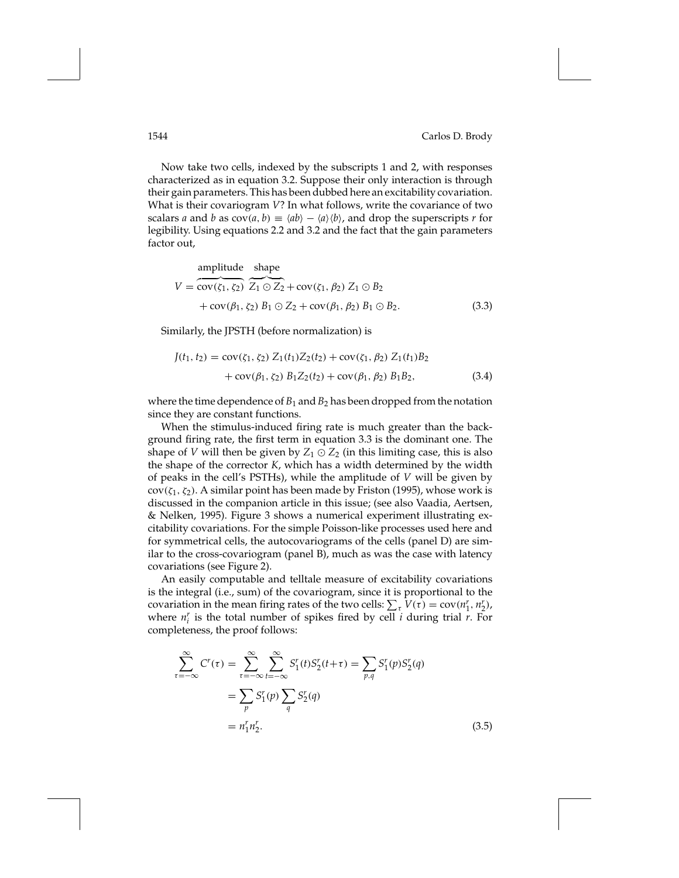Now take two cells, indexed by the subscripts 1 and 2, with responses characterized as in equation 3.2. Suppose their only interaction is through their gain parameters. This has been dubbed here an excitability covariation. What is their covariogram $V$? In what follows, write the covariance of two scalars $a$ and $b$ as $\text{cov}(a, b) \equiv \langle ab \rangle - \langle a \rangle \langle b \rangle$, and drop the superscripts $r$ for legibility. Using equations 2.2 and 3.2 and the fact that the gain parameters factor out,

$$
\begin{aligned}
V = & \overbrace{\text{cov}(\zeta_1, \zeta_2)}^{\text{amplitude}} \; \overbrace{Z_1 \odot Z_2}^{\text{shape}} + \text{cov}(\zeta_1, \beta_2)\; Z_1 \odot B_2 \\
& + \text{cov}(\beta_1, \zeta_2)\; B_1 \odot Z_2 + \text{cov}(\beta_1, \beta_2)\; B_1 \odot B_2. \qquad (3.3)
\end{aligned}
$$

Similarly, the JPSTH (before normalization) is

$$
\begin{aligned}
J(t_1, t_2) = & \;\text{cov}(\zeta_1, \zeta_2)\; Z_1(t_1) Z_2(t_2) + \text{cov}(\zeta_1, \beta_2)\; Z_1(t_1) B_2 \\
& + \text{cov}(\beta_1, \zeta_2)\; B_1 Z_2(t_2) + \text{cov}(\beta_1, \beta_2)\; B_1 B_2, \qquad (3.4)
\end{aligned}
$$

where the time dependence of $B_1$ and $B_2$ has been dropped from the notation since they are constant functions.

When the stimulus-induced firing rate is much greater than the background firing rate, the first term in equation 3.3 is the dominant one. The shape of $V$ will then be given by $Z_1 \odot Z_2$ (in this limiting case, this is also the shape of the corrector $K$, which has a width determined by the width of peaks in the cell's PSTHs), while the amplitude of $V$ will be given by $\text{cov}(\zeta_1, \zeta_2)$. A similar point has been made by Friston (1995), whose work is discussed in the companion article in this issue; (see also Vaadia, Aertsen, & Nelken, 1995). Figure 3 shows a numerical experiment illustrating excitability covariations. For the simple Poisson-like processes used here and for symmetrical cells, the autocovariograms of the cells (panel D) are similar to the cross-covariogram (panel B), much as was the case with latency covariations (see Figure 2).

An easily computable and telltale measure of excitability covariations is the integral (i.e., sum) of the covariogram, since it is proportional to the covariation in the mean firing rates of the two cells: $\sum_\tau V(\tau) = \text{cov}(n_1^r, n_2^r)$, where $n_i^r$ is the total number of spikes fired by cell $i$ during trial $r$. For completeness, the proof follows:

$$
\begin{aligned}
\sum_{\tau=-\infty}^{\infty} C^r(\tau) &= \sum_{\tau=-\infty}^{\infty} \sum_{t=-\infty}^{\infty} S_1^r(t) S_2^r(t+\tau) = \sum_{p,q} S_1^r(p) S_2^r(q) \\
&= \sum_p S_1^r(p) \sum_q S_2^r(q) \\
&= n_1^r n_2^r. \qquad (3.5)
\end{aligned}
$$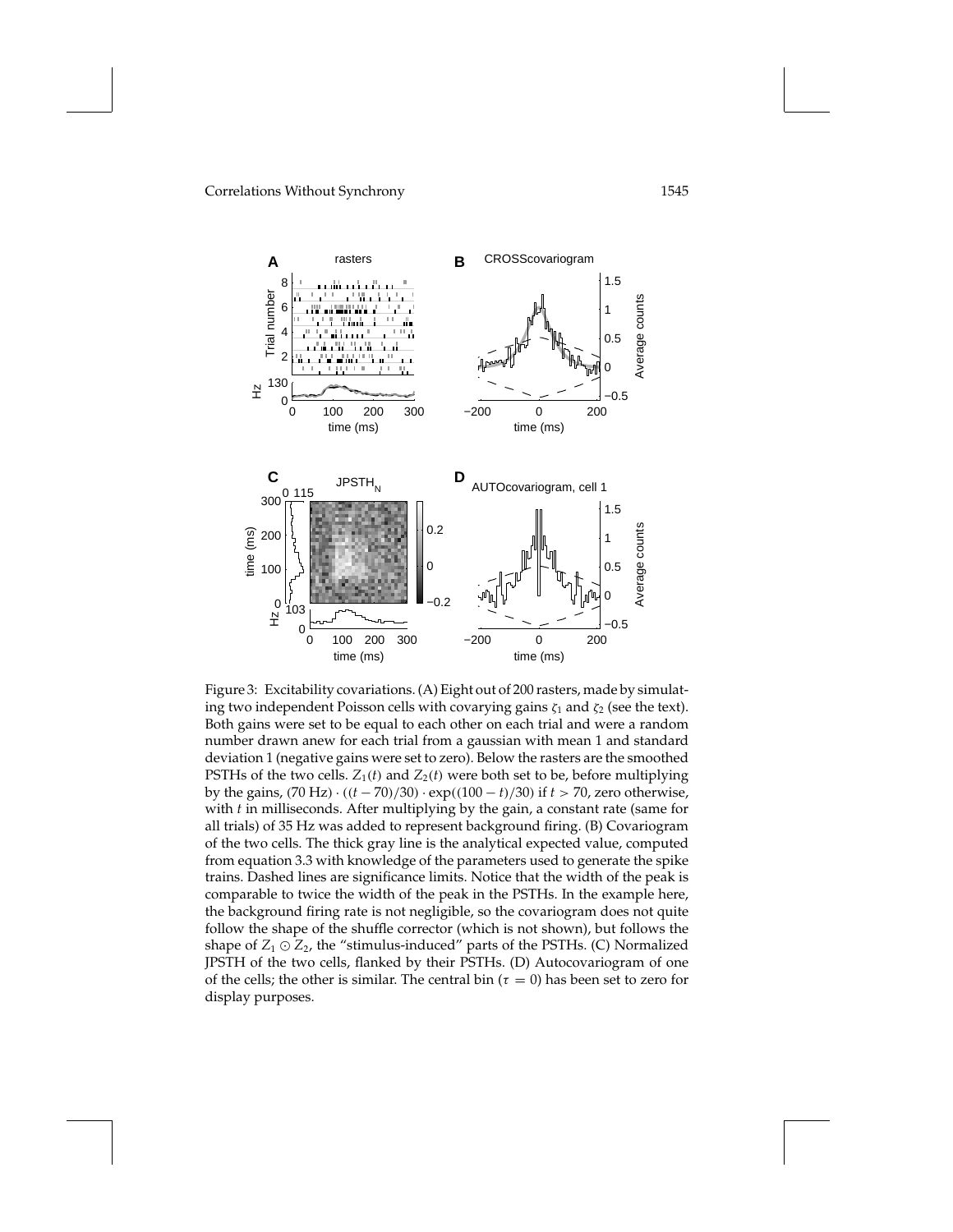Figure 3: Excitability covariations. (A) Eight out of 200 rasters, made by simulating two independent Poisson cells with covarying gains $\zeta_1$ and $\zeta_2$ (see the text). Both gains were set to be equal to each other on each trial and were a random number drawn anew for each trial from a gaussian with mean 1 and standard deviation 1 (negative gains were set to zero). Below the rasters are the smoothed PSTHs of the two cells. $Z_1(t)$ and $Z_2(t)$ were both set to be, before multiplying by the gains, $(70\text{ Hz}) \cdot ((t - 70)/30) \cdot \exp((100 - t)/30)$ if $t > 70$, zero otherwise, with $t$ in milliseconds. After multiplying by the gain, a constant rate (same for all trials) of 35 Hz was added to represent background firing. (B) Covariogram of the two cells. The thick gray line is the analytical expected value, computed from equation 3.3 with knowledge of the parameters used to generate the spike trains. Dashed lines are significance limits. Notice that the width of the peak is comparable to twice the width of the peak in the PSTHs. In the example here, the background firing rate is not negligible, so the covariogram does not quite follow the shape of the shuffle corrector (which is not shown), but follows the shape of $Z_1 \odot Z_2$, the "stimulus-induced" parts of the PSTHs. (C) Normalized JPSTH of the two cells, flanked by their PSTHs. (D) Autocovariogram of one of the cells; the other is similar. The central bin ($\tau = 0$) has been set to zero for display purposes.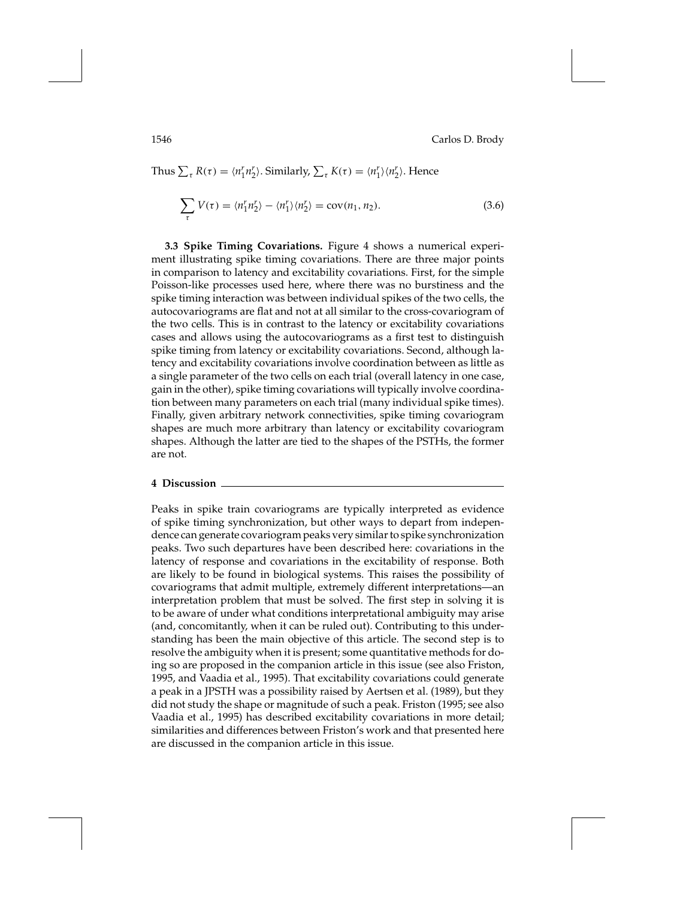Thus $\sum_\tau R(\tau) = \langle n_1^r n_2^r \rangle$. Similarly, $\sum_\tau K(\tau) = \langle n_1^r \rangle \langle n_2^r \rangle$. Hence

$$\sum_\tau V(\tau) = \langle n_1^r n_2^r \rangle - \langle n_1^r \rangle \langle n_2^r \rangle = \text{cov}(n_1, n_2). \tag{3.6}$$

**3.3 Spike Timing Covariations.** Figure 4 shows a numerical experiment illustrating spike timing covariations. There are three major points in comparison to latency and excitability covariations. First, for the simple Poisson-like processes used here, where there was no burstiness and the spike timing interaction was between individual spikes of the two cells, the autocovariograms are flat and not at all similar to the cross-covariogram of the two cells. This is in contrast to the latency or excitability covariations cases and allows using the autocovariograms as a first test to distinguish spike timing from latency or excitability covariations. Second, although latency and excitability covariations involve coordination between as little as a single parameter of the two cells on each trial (overall latency in one case, gain in the other), spike timing covariations will typically involve coordination between many parameters on each trial (many individual spike times). Finally, given arbitrary network connectivities, spike timing covariogram shapes are much more arbitrary than latency or excitability covariogram shapes. Although the latter are tied to the shapes of the PSTHs, the former are not.

## 4 Discussion

Peaks in spike train covariograms are typically interpreted as evidence of spike timing synchronization, but other ways to depart from independence can generate covariogram peaks very similar to spike synchronization peaks. Two such departures have been described here: covariations in the latency of response and covariations in the excitability of response. Both are likely to be found in biological systems. This raises the possibility of covariograms that admit multiple, extremely different interpretations—an interpretation problem that must be solved. The first step in solving it is to be aware of under what conditions interpretational ambiguity may arise (and, concomitantly, when it can be ruled out). Contributing to this understanding has been the main objective of this article. The second step is to resolve the ambiguity when it is present; some quantitative methods for doing so are proposed in the companion article in this issue (see also Friston, 1995, and Vaadia et al., 1995). That excitability covariations could generate a peak in a JPSTH was a possibility raised by Aertsen et al. (1989), but they did not study the shape or magnitude of such a peak. Friston (1995; see also Vaadia et al., 1995) has described excitability covariations in more detail; similarities and differences between Friston's work and that presented here are discussed in the companion article in this issue.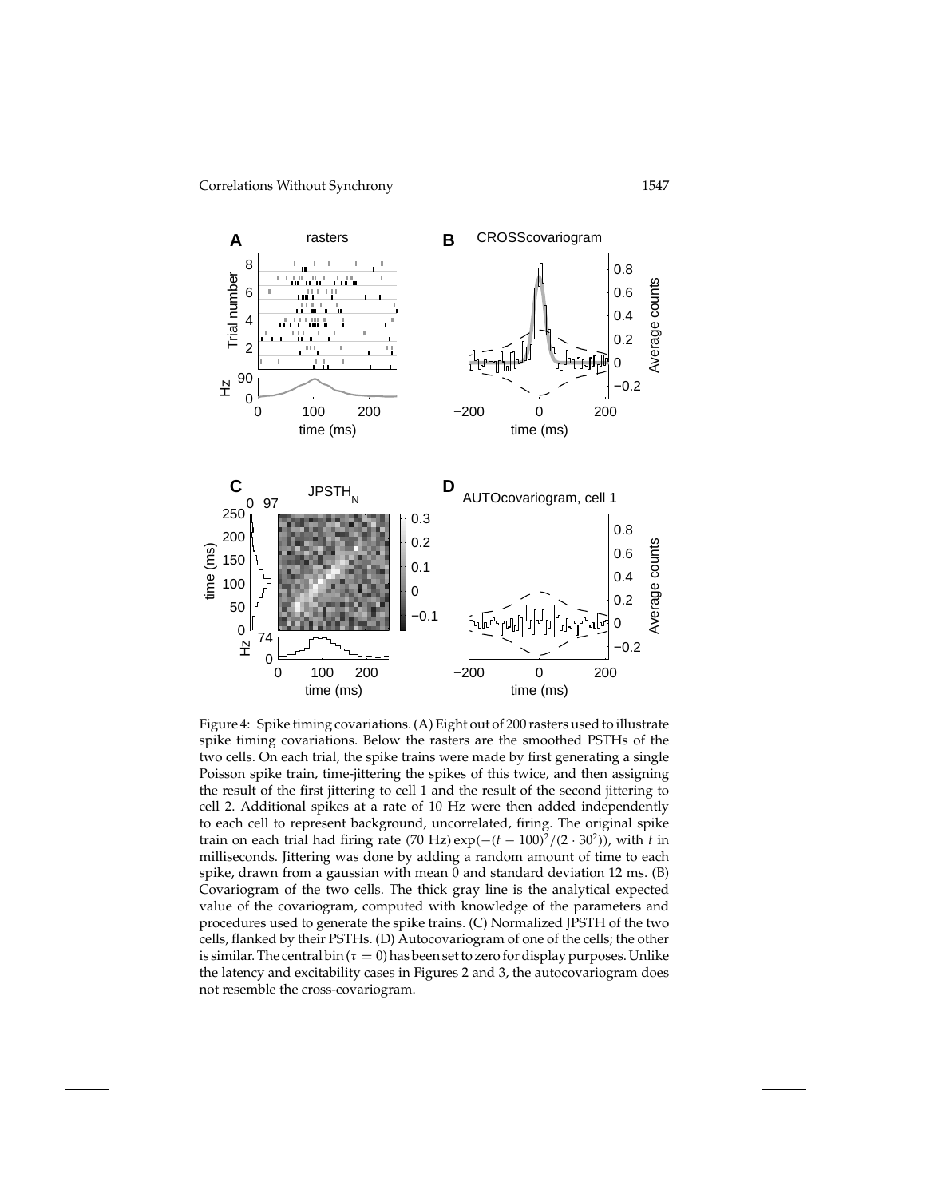Figure 4: Spike timing covariations. (A) Eight out of 200 rasters used to illustrate spike timing covariations. Below the rasters are the smoothed PSTHs of the two cells. On each trial, the spike trains were made by first generating a single Poisson spike train, time-jittering the spikes of this twice, and then assigning the result of the first jittering to cell 1 and the result of the second jittering to cell 2. Additional spikes at a rate of 10 Hz were then added independently to each cell to represent background, uncorrelated, firing. The original spike train on each trial had firing rate (70 Hz) $\exp(-(t-100)^2/(2 \cdot 30^2))$, with $t$ in milliseconds. Jittering was done by adding a random amount of time to each spike, drawn from a gaussian with mean 0 and standard deviation 12 ms. (B) Covariogram of the two cells. The thick gray line is the analytical expected value of the covariogram, computed with knowledge of the parameters and procedures used to generate the spike trains. (C) Normalized JPSTH of the two cells, flanked by their PSTHs. (D) Autocovariogram of one of the cells; the other is similar. The central bin ($\tau = 0$) has been set to zero for display purposes. Unlike the latency and excitability cases in Figures 2 and 3, the autocovariogram does not resemble the cross-covariogram.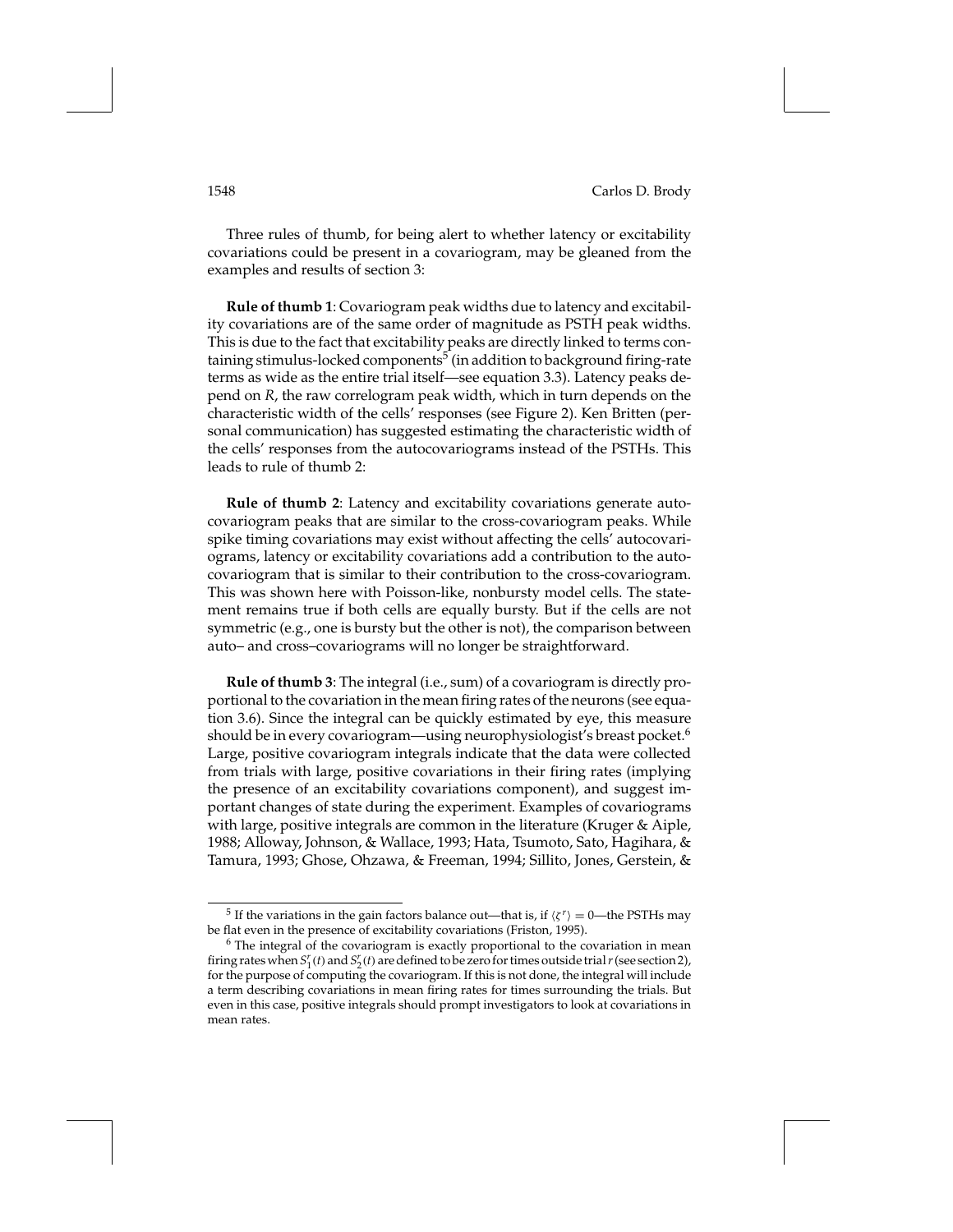Three rules of thumb, for being alert to whether latency or excitability covariations could be present in a covariogram, may be gleaned from the examples and results of section 3:

**Rule of thumb 1**: Covariogram peak widths due to latency and excitability covariations are of the same order of magnitude as PSTH peak widths. This is due to the fact that excitability peaks are directly linked to terms containing stimulus-locked components[5] (in addition to background firing-rate terms as wide as the entire trial itself—see equation 3.3). Latency peaks depend on $R$, the raw correlogram peak width, which in turn depends on the characteristic width of the cells' responses (see Figure 2). Ken Britten (personal communication) has suggested estimating the characteristic width of the cells' responses from the autocovariograms instead of the PSTHs. This leads to rule of thumb 2:

**Rule of thumb 2**: Latency and excitability covariations generate autocovariogram peaks that are similar to the cross-covariogram peaks. While spike timing covariations may exist without affecting the cells' autocovariograms, latency or excitability covariations add a contribution to the autocovariogram that is similar to their contribution to the cross-covariogram. This was shown here with Poisson-like, nonbursty model cells. The statement remains true if both cells are equally bursty. But if the cells are not symmetric (e.g., one is bursty but the other is not), the comparison between auto– and cross–covariograms will no longer be straightforward.

**Rule of thumb 3**: The integral (i.e., sum) of a covariogram is directly proportional to the covariation in the mean firing rates of the neurons (see equation 3.6). Since the integral can be quickly estimated by eye, this measure should be in every covariogram—using neurophysiologist's breast pocket.[6] Large, positive covariogram integrals indicate that the data were collected from trials with large, positive covariations in their firing rates (implying the presence of an excitability covariations component), and suggest important changes of state during the experiment. Examples of covariograms with large, positive integrals are common in the literature (Kruger & Aiple, 1988; Alloway, Johnson, & Wallace, 1993; Hata, Tsumoto, Sato, Hagihara, & Tamura, 1993; Ghose, Ohzawa, & Freeman, 1994; Sillito, Jones, Gerstein, &

---

[5] If the variations in the gain factors balance out—that is, if $\langle \zeta^r \rangle = 0$—the PSTHs may be flat even in the presence of excitability covariations (Friston, 1995).

[6] The integral of the covariogram is exactly proportional to the covariation in mean firing rates when $S_1^r(t)$ and $S_2^r(t)$ are defined to be zero for times outside trial $r$ (see section 2), for the purpose of computing the covariogram. If this is not done, the integral will include a term describing covariations in mean firing rates for times surrounding the trials. But even in this case, positive integrals should prompt investigators to look at covariations in mean rates.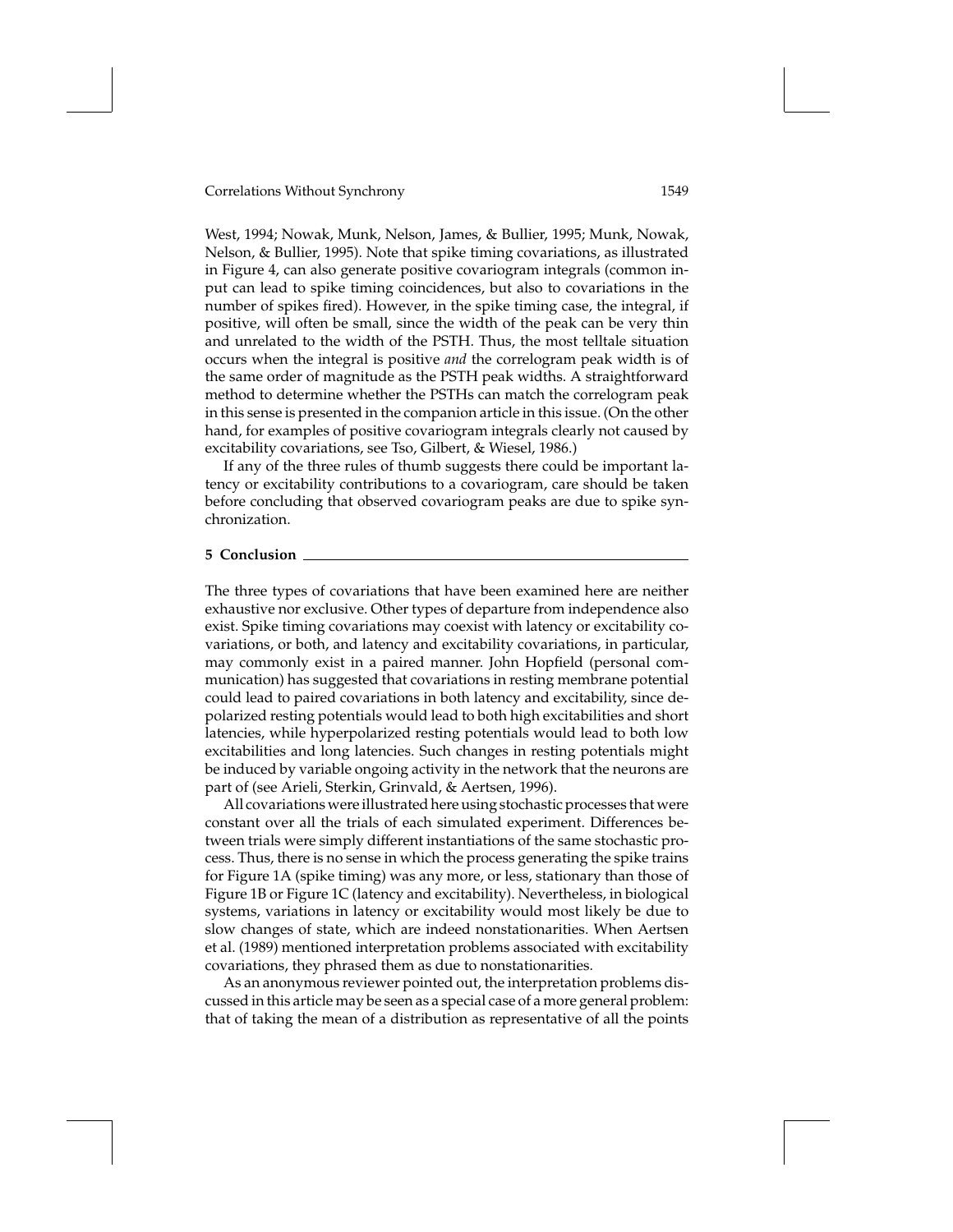West, 1994; Nowak, Munk, Nelson, James, & Bullier, 1995; Munk, Nowak, Nelson, & Bullier, 1995). Note that spike timing covariations, as illustrated in Figure 4, can also generate positive covariogram integrals (common input can lead to spike timing coincidences, but also to covariations in the number of spikes fired). However, in the spike timing case, the integral, if positive, will often be small, since the width of the peak can be very thin and unrelated to the width of the PSTH. Thus, the most telltale situation occurs when the integral is positive *and* the correlogram peak width is of the same order of magnitude as the PSTH peak widths. A straightforward method to determine whether the PSTHs can match the correlogram peak in this sense is presented in the companion article in this issue. (On the other hand, for examples of positive covariogram integrals clearly not caused by excitability covariations, see Tso, Gilbert, & Wiesel, 1986.)

If any of the three rules of thumb suggests there could be important latency or excitability contributions to a covariogram, care should be taken before concluding that observed covariogram peaks are due to spike synchronization.

## 5 Conclusion

The three types of covariations that have been examined here are neither exhaustive nor exclusive. Other types of departure from independence also exist. Spike timing covariations may coexist with latency or excitability covariations, or both, and latency and excitability covariations, in particular, may commonly exist in a paired manner. John Hopfield (personal communication) has suggested that covariations in resting membrane potential could lead to paired covariations in both latency and excitability, since depolarized resting potentials would lead to both high excitabilities and short latencies, while hyperpolarized resting potentials would lead to both low excitabilities and long latencies. Such changes in resting potentials might be induced by variable ongoing activity in the network that the neurons are part of (see Arieli, Sterkin, Grinvald, & Aertsen, 1996).

All covariations were illustrated here using stochastic processes that were constant over all the trials of each simulated experiment. Differences between trials were simply different instantiations of the same stochastic process. Thus, there is no sense in which the process generating the spike trains for Figure 1A (spike timing) was any more, or less, stationary than those of Figure 1B or Figure 1C (latency and excitability). Nevertheless, in biological systems, variations in latency or excitability would most likely be due to slow changes of state, which are indeed nonstationarities. When Aertsen et al. (1989) mentioned interpretation problems associated with excitability covariations, they phrased them as due to nonstationarities.

As an anonymous reviewer pointed out, the interpretation problems discussed in this article may be seen as a special case of a more general problem: that of taking the mean of a distribution as representative of all the points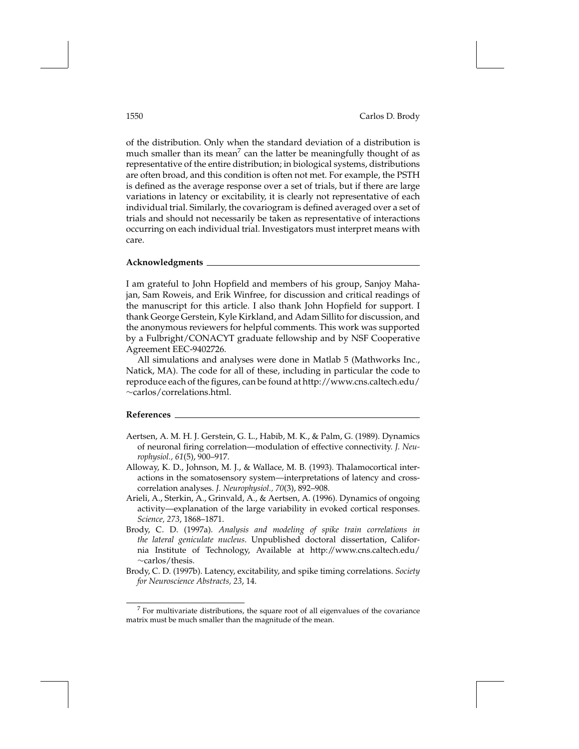of the distribution. Only when the standard deviation of a distribution is much smaller than its mean[7] can the latter be meaningfully thought of as representative of the entire distribution; in biological systems, distributions are often broad, and this condition is often not met. For example, the PSTH is defined as the average response over a set of trials, but if there are large variations in latency or excitability, it is clearly not representative of each individual trial. Similarly, the covariogram is defined averaged over a set of trials and should not necessarily be taken as representative of interactions occurring on each individual trial. Investigators must interpret means with care.

## Acknowledgments

I am grateful to John Hopfield and members of his group, Sanjoy Mahajan, Sam Roweis, and Erik Winfree, for discussion and critical readings of the manuscript for this article. I also thank John Hopfield for support. I thank George Gerstein, Kyle Kirkland, and Adam Sillito for discussion, and the anonymous reviewers for helpful comments. This work was supported by a Fulbright/CONACYT graduate fellowship and by NSF Cooperative Agreement EEC-9402726.

All simulations and analyses were done in Matlab 5 (Mathworks Inc., Natick, MA). The code for all of these, including in particular the code to reproduce each of the figures, can be found at http://www.cns.caltech.edu/~carlos/correlations.html.

## References

Aertsen, A. M. H. J. Gerstein, G. L., Habib, M. K., & Palm, G. (1989). Dynamics of neuronal firing correlation—modulation of effective connectivity. *J. Neurophysiol., 61*(5), 900–917.

Alloway, K. D., Johnson, M. J., & Wallace, M. B. (1993). Thalamocortical interactions in the somatosensory system—interpretations of latency and cross-correlation analyses. *J. Neurophysiol., 70*(3), 892–908.

Arieli, A., Sterkin, A., Grinvald, A., & Aertsen, A. (1996). Dynamics of ongoing activity—explanation of the large variability in evoked cortical responses. *Science, 273*, 1868–1871.

Brody, C. D. (1997a). *Analysis and modeling of spike train correlations in the lateral geniculate nucleus*. Unpublished doctoral dissertation, California Institute of Technology, Available at http://www.cns.caltech.edu/~carlos/thesis.

Brody, C. D. (1997b). Latency, excitability, and spike timing correlations. *Society for Neuroscience Abstracts, 23*, 14.

---

[7] For multivariate distributions, the square root of all eigenvalues of the covariance matrix must be much smaller than the magnitude of the mean.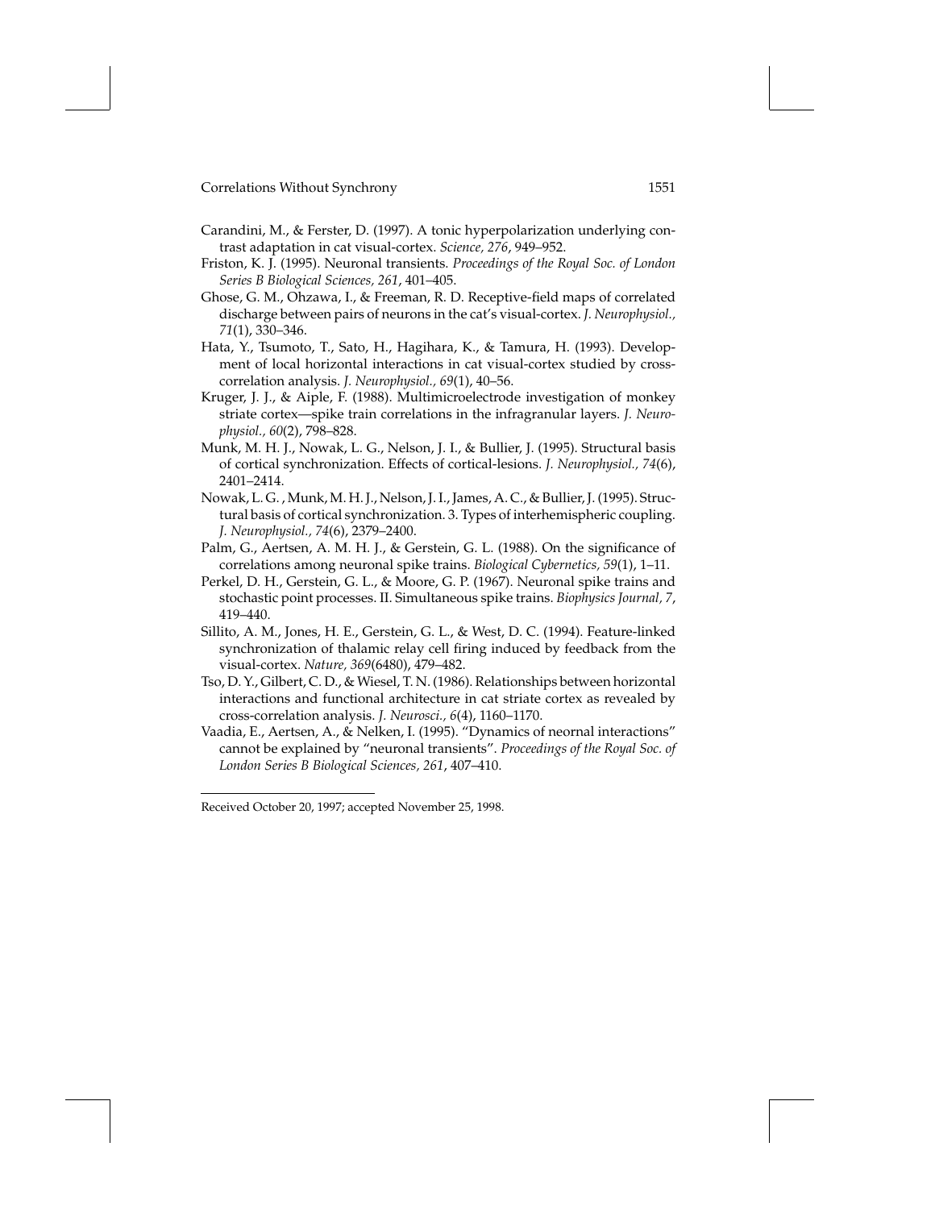Carandini, M., & Ferster, D. (1997). A tonic hyperpolarization underlying contrast adaptation in cat visual-cortex. *Science, 276*, 949–952.

Friston, K. J. (1995). Neuronal transients. *Proceedings of the Royal Soc. of London Series B Biological Sciences, 261*, 401–405.

Ghose, G. M., Ohzawa, I., & Freeman, R. D. Receptive-field maps of correlated discharge between pairs of neurons in the cat's visual-cortex. *J. Neurophysiol., 71*(1), 330–346.

Hata, Y., Tsumoto, T., Sato, H., Hagihara, K., & Tamura, H. (1993). Development of local horizontal interactions in cat visual-cortex studied by cross-correlation analysis. *J. Neurophysiol., 69*(1), 40–56.

Kruger, J. J., & Aiple, F. (1988). Multimicroelectrode investigation of monkey striate cortex—spike train correlations in the infragranular layers. *J. Neurophysiol., 60*(2), 798–828.

Munk, M. H. J., Nowak, L. G., Nelson, J. I., & Bullier, J. (1995). Structural basis of cortical synchronization. Effects of cortical-lesions. *J. Neurophysiol., 74*(6), 2401–2414.

Nowak, L. G. , Munk, M. H. J., Nelson, J. I., James, A. C., & Bullier, J. (1995). Structural basis of cortical synchronization. 3. Types of interhemispheric coupling. *J. Neurophysiol., 74*(6), 2379–2400.

Palm, G., Aertsen, A. M. H. J., & Gerstein, G. L. (1988). On the significance of correlations among neuronal spike trains. *Biological Cybernetics, 59*(1), 1–11.

Perkel, D. H., Gerstein, G. L., & Moore, G. P. (1967). Neuronal spike trains and stochastic point processes. II. Simultaneous spike trains. *Biophysics Journal, 7*, 419–440.

Sillito, A. M., Jones, H. E., Gerstein, G. L., & West, D. C. (1994). Feature-linked synchronization of thalamic relay cell firing induced by feedback from the visual-cortex. *Nature, 369*(6480), 479–482.

Tso, D. Y., Gilbert, C. D., & Wiesel, T. N. (1986). Relationships between horizontal interactions and functional architecture in cat striate cortex as revealed by cross-correlation analysis. *J. Neurosci., 6*(4), 1160–1170.

Vaadia, E., Aertsen, A., & Nelken, I. (1995). "Dynamics of neornal interactions" cannot be explained by "neuronal transients". *Proceedings of the Royal Soc. of London Series B Biological Sciences, 261*, 407–410.

---

Received October 20, 1997; accepted November 25, 1998.